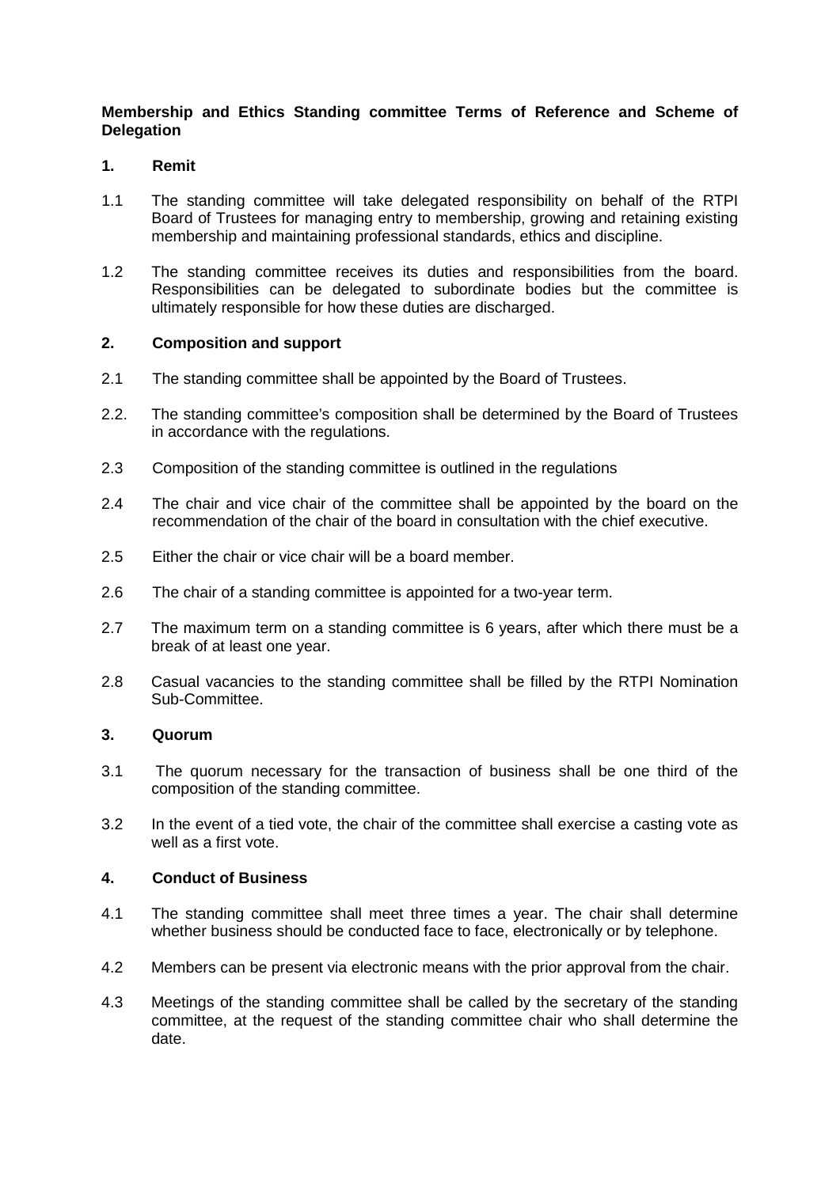**Membership and Ethics Standing committee Terms of Reference and Scheme of Delegation**

## 1. Remit

1.1 The standing committee will take delegated responsibility on behalf of the RTPI Board of Trustees for managing entry to membership, growing and retaining existing membership and maintaining professional standards, ethics and discipline.

1.2 The standing committee receives its duties and responsibilities from the board. Responsibilities can be delegated to subordinate bodies but the committee is ultimately responsible for how these duties are discharged.

## 2. Composition and support

2.1 The standing committee shall be appointed by the Board of Trustees.

2.2. The standing committee's composition shall be determined by the Board of Trustees in accordance with the regulations.

2.3 Composition of the standing committee is outlined in the regulations

2.4 The chair and vice chair of the committee shall be appointed by the board on the recommendation of the chair of the board in consultation with the chief executive.

2.5 Either the chair or vice chair will be a board member.

2.6 The chair of a standing committee is appointed for a two-year term.

2.7 The maximum term on a standing committee is 6 years, after which there must be a break of at least one year.

2.8 Casual vacancies to the standing committee shall be filled by the RTPI Nomination Sub-Committee.

## 3. Quorum

3.1 The quorum necessary for the transaction of business shall be one third of the composition of the standing committee.

3.2 In the event of a tied vote, the chair of the committee shall exercise a casting vote as well as a first vote.

## 4. Conduct of Business

4.1 The standing committee shall meet three times a year. The chair shall determine whether business should be conducted face to face, electronically or by telephone.

4.2 Members can be present via electronic means with the prior approval from the chair.

4.3 Meetings of the standing committee shall be called by the secretary of the standing committee, at the request of the standing committee chair who shall determine the date.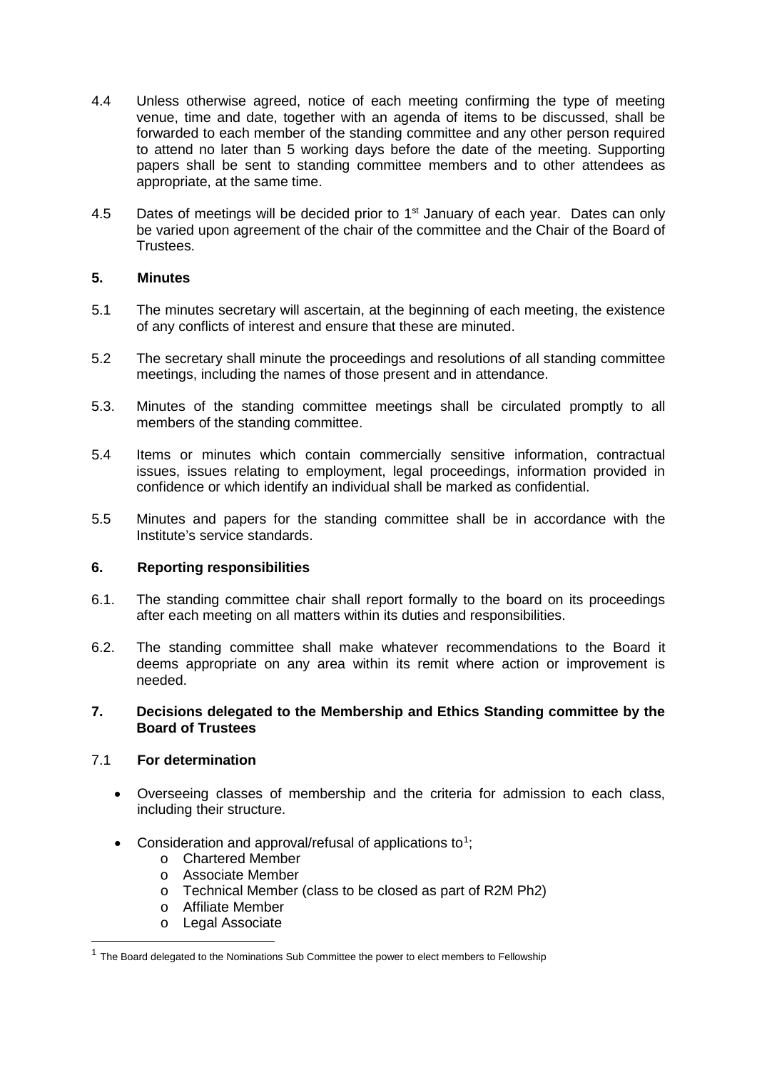4.4 Unless otherwise agreed, notice of each meeting confirming the type of meeting venue, time and date, together with an agenda of items to be discussed, shall be forwarded to each member of the standing committee and any other person required to attend no later than 5 working days before the date of the meeting. Supporting papers shall be sent to standing committee members and to other attendees as appropriate, at the same time.

4.5 Dates of meetings will be decided prior to 1st January of each year. Dates can only be varied upon agreement of the chair of the committee and the Chair of the Board of Trustees.

## 5. Minutes

5.1 The minutes secretary will ascertain, at the beginning of each meeting, the existence of any conflicts of interest and ensure that these are minuted.

5.2 The secretary shall minute the proceedings and resolutions of all standing committee meetings, including the names of those present and in attendance.

5.3. Minutes of the standing committee meetings shall be circulated promptly to all members of the standing committee.

5.4 Items or minutes which contain commercially sensitive information, contractual issues, issues relating to employment, legal proceedings, information provided in confidence or which identify an individual shall be marked as confidential.

5.5 Minutes and papers for the standing committee shall be in accordance with the Institute's service standards.

## 6. Reporting responsibilities

6.1. The standing committee chair shall report formally to the board on its proceedings after each meeting on all matters within its duties and responsibilities.

6.2. The standing committee shall make whatever recommendations to the Board it deems appropriate on any area within its remit where action or improvement is needed.

## 7. Decisions delegated to the Membership and Ethics Standing committee by the Board of Trustees

### 7.1 For determination

- Overseeing classes of membership and the criteria for admission to each class, including their structure.
- Consideration and approval/refusal of applications to[1];
  - Chartered Member
  - Associate Member
  - Technical Member (class to be closed as part of R2M Ph2)
  - Affiliate Member
  - Legal Associate

[1] The Board delegated to the Nominations Sub Committee the power to elect members to Fellowship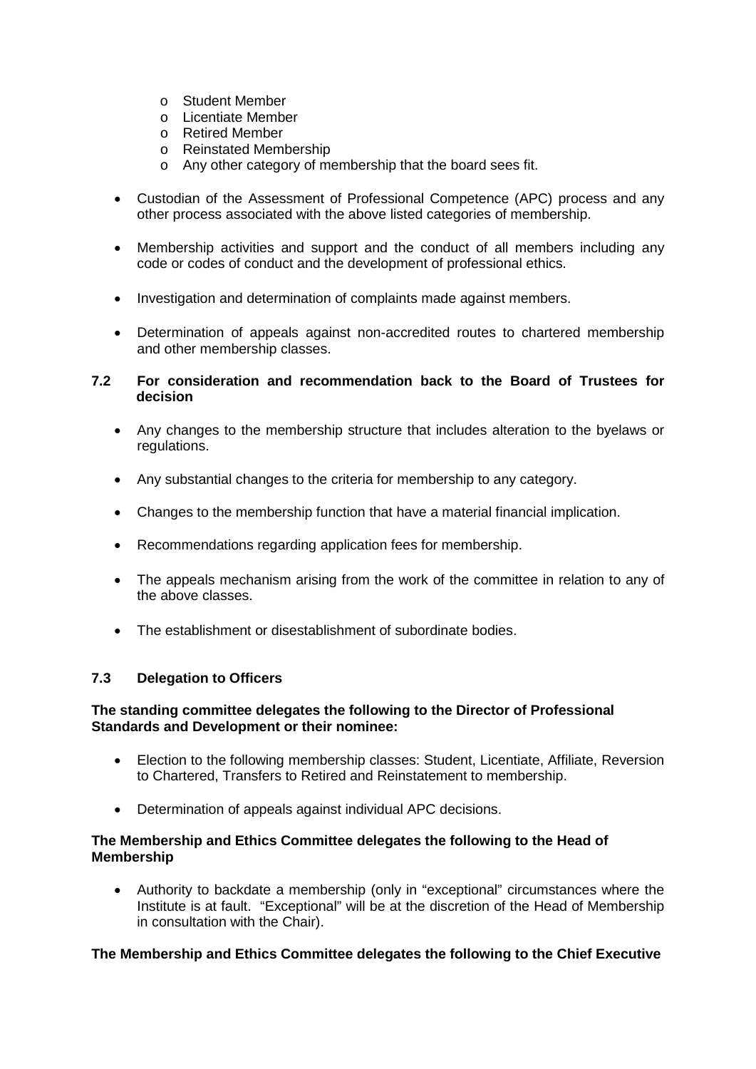- Student Member
  - Licentiate Member
  - Retired Member
  - Reinstated Membership
  - Any other category of membership that the board sees fit.

- Custodian of the Assessment of Professional Competence (APC) process and any other process associated with the above listed categories of membership.

- Membership activities and support and the conduct of all members including any code or codes of conduct and the development of professional ethics.

- Investigation and determination of complaints made against members.

- Determination of appeals against non-accredited routes to chartered membership and other membership classes.

### 7.2 For consideration and recommendation back to the Board of Trustees for decision

- Any changes to the membership structure that includes alteration to the byelaws or regulations.

- Any substantial changes to the criteria for membership to any category.

- Changes to the membership function that have a material financial implication.

- Recommendations regarding application fees for membership.

- The appeals mechanism arising from the work of the committee in relation to any of the above classes.

- The establishment or disestablishment of subordinate bodies.

### 7.3 Delegation to Officers

**The standing committee delegates the following to the Director of Professional Standards and Development or their nominee:**

- Election to the following membership classes: Student, Licentiate, Affiliate, Reversion to Chartered, Transfers to Retired and Reinstatement to membership.

- Determination of appeals against individual APC decisions.

**The Membership and Ethics Committee delegates the following to the Head of Membership**

- Authority to backdate a membership (only in "exceptional" circumstances where the Institute is at fault. "Exceptional" will be at the discretion of the Head of Membership in consultation with the Chair).

**The Membership and Ethics Committee delegates the following to the Chief Executive**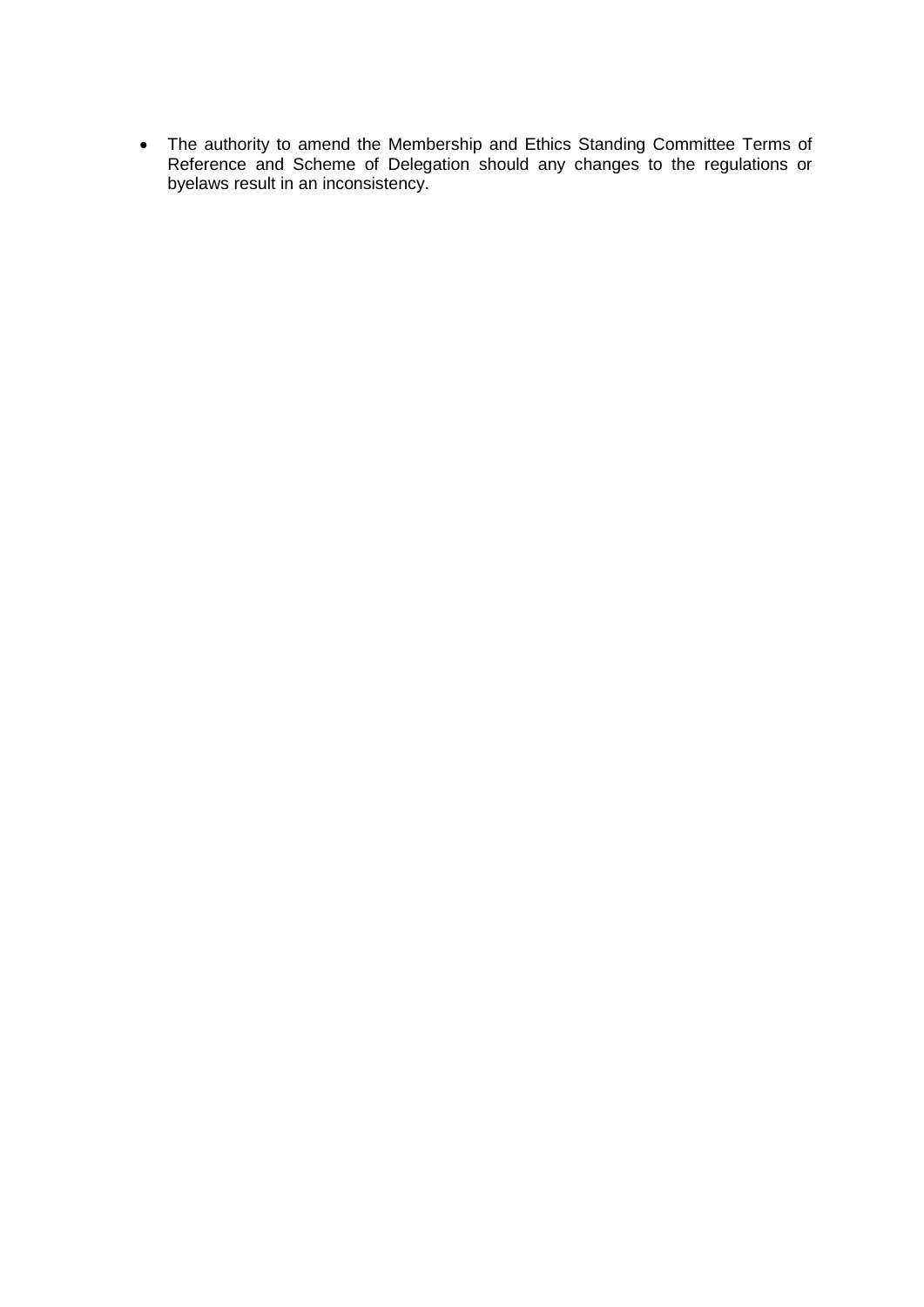- The authority to amend the Membership and Ethics Standing Committee Terms of Reference and Scheme of Delegation should any changes to the regulations or byelaws result in an inconsistency.